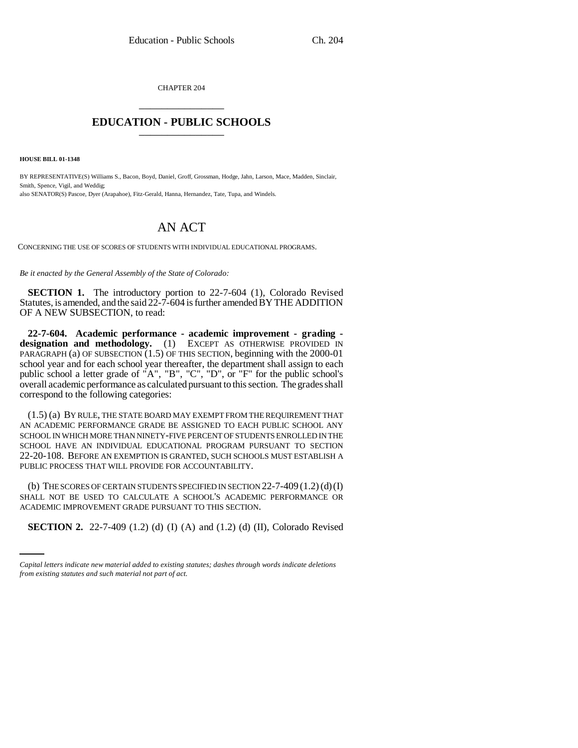CHAPTER 204

# EDUCATION - PUBLIC SCHOOLS

**HOUSE BILL 01-1348**

BY REPRESENTATIVE(S) Williams S., Bacon, Boyd, Daniel, Groff, Grossman, Hodge, Jahn, Larson, Mace, Madden, Sinclair, Smith, Spence, Vigil, and Weddig;
also SENATOR(S) Pascoe, Dyer (Arapahoe), Fitz-Gerald, Hanna, Hernandez, Tate, Tupa, and Windels.

# AN ACT

CONCERNING THE USE OF SCORES OF STUDENTS WITH INDIVIDUAL EDUCATIONAL PROGRAMS.

*Be it enacted by the General Assembly of the State of Colorado:*

**SECTION 1.** The introductory portion to 22-7-604 (1), Colorado Revised Statutes, is amended, and the said 22-7-604 is further amended BY THE ADDITION OF A NEW SUBSECTION, to read:

**22-7-604. Academic performance - academic improvement - grading - designation and methodology.** (1) EXCEPT AS OTHERWISE PROVIDED IN PARAGRAPH (a) OF SUBSECTION (1.5) OF THIS SECTION, beginning with the 2000-01 school year and for each school year thereafter, the department shall assign to each public school a letter grade of "A", "B", "C", "D", or "F" for the public school's overall academic performance as calculated pursuant to this section. The grades shall correspond to the following categories:

(1.5) (a) BY RULE, THE STATE BOARD MAY EXEMPT FROM THE REQUIREMENT THAT AN ACADEMIC PERFORMANCE GRADE BE ASSIGNED TO EACH PUBLIC SCHOOL ANY SCHOOL IN WHICH MORE THAN NINETY-FIVE PERCENT OF STUDENTS ENROLLED IN THE SCHOOL HAVE AN INDIVIDUAL EDUCATIONAL PROGRAM PURSUANT TO SECTION 22-20-108. BEFORE AN EXEMPTION IS GRANTED, SUCH SCHOOLS MUST ESTABLISH A PUBLIC PROCESS THAT WILL PROVIDE FOR ACCOUNTABILITY.

(b) THE SCORES OF CERTAIN STUDENTS SPECIFIED IN SECTION 22-7-409 (1.2) (d) (I) SHALL NOT BE USED TO CALCULATE A SCHOOL'S ACADEMIC PERFORMANCE OR ACADEMIC IMPROVEMENT GRADE PURSUANT TO THIS SECTION.

**SECTION 2.** 22-7-409 (1.2) (d) (I) (A) and (1.2) (d) (II), Colorado Revised

*Capital letters indicate new material added to existing statutes; dashes through words indicate deletions from existing statutes and such material not part of act.*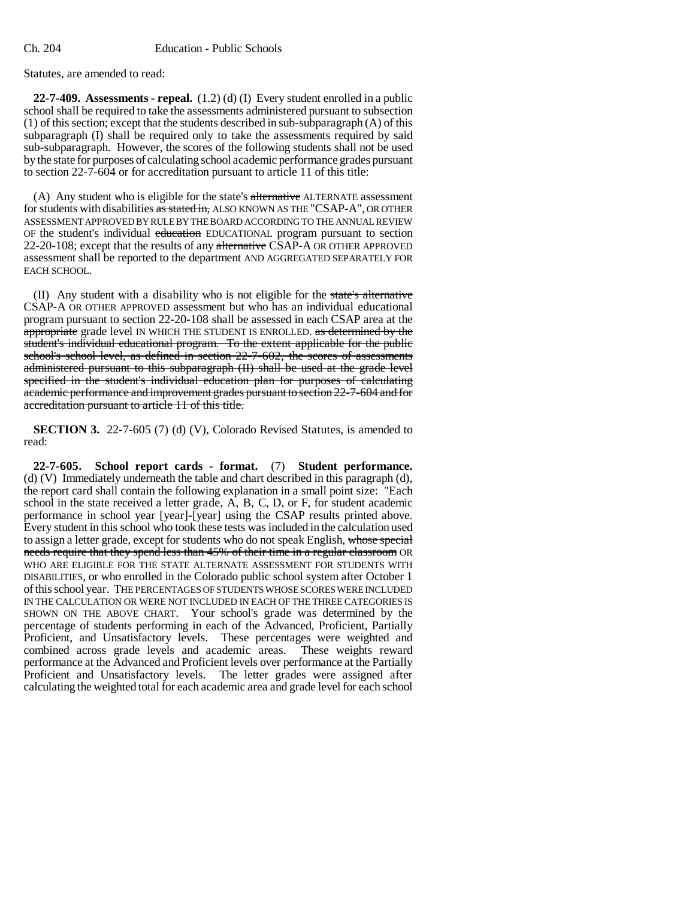Statutes, are amended to read:

**22-7-409. Assessments - repeal.** (1.2) (d) (I) Every student enrolled in a public school shall be required to take the assessments administered pursuant to subsection (1) of this section; except that the students described in sub-subparagraph (A) of this subparagraph (I) shall be required only to take the assessments required by said sub-subparagraph. However, the scores of the following students shall not be used by the state for purposes of calculating school academic performance grades pursuant to section 22-7-604 or for accreditation pursuant to article 11 of this title:

(A) Any student who is eligible for the state's ~~alternative~~ ALTERNATE assessment for students with disabilities ~~as stated in,~~ ALSO KNOWN AS THE "CSAP-A", OR OTHER ASSESSMENT APPROVED BY RULE BY THE BOARD ACCORDING TO THE ANNUAL REVIEW OF the student's individual ~~education~~ EDUCATIONAL program pursuant to section 22-20-108; except that the results of any ~~alternative~~ CSAP-A OR OTHER APPROVED assessment shall be reported to the department AND AGGREGATED SEPARATELY FOR EACH SCHOOL.

(II) Any student with a disability who is not eligible for the ~~state's alternative~~ CSAP-A OR OTHER APPROVED assessment but who has an individual educational program pursuant to section 22-20-108 shall be assessed in each CSAP area at the ~~appropriate~~ grade level IN WHICH THE STUDENT IS ENROLLED. ~~as determined by the student's individual educational program. To the extent applicable for the public school's school level, as defined in section 22-7-602, the scores of assessments administered pursuant to this subparagraph (II) shall be used at the grade level specified in the student's individual education plan for purposes of calculating academic performance and improvement grades pursuant to section 22-7-604 and for accreditation pursuant to article 11 of this title.~~

**SECTION 3.** 22-7-605 (7) (d) (V), Colorado Revised Statutes, is amended to read:

**22-7-605. School report cards - format.** (7) **Student performance.** (d) (V) Immediately underneath the table and chart described in this paragraph (d), the report card shall contain the following explanation in a small point size: "Each school in the state received a letter grade, A, B, C, D, or F, for student academic performance in school year [year]-[year] using the CSAP results printed above. Every student in this school who took these tests was included in the calculation used to assign a letter grade, except for students who do not speak English, ~~whose special needs require that they spend less than 45% of their time in a regular classroom~~ OR WHO ARE ELIGIBLE FOR THE STATE ALTERNATE ASSESSMENT FOR STUDENTS WITH DISABILITIES, or who enrolled in the Colorado public school system after October 1 of this school year. THE PERCENTAGES OF STUDENTS WHOSE SCORES WERE INCLUDED IN THE CALCULATION OR WERE NOT INCLUDED IN EACH OF THE THREE CATEGORIES IS SHOWN ON THE ABOVE CHART. Your school's grade was determined by the percentage of students performing in each of the Advanced, Proficient, Partially Proficient, and Unsatisfactory levels. These percentages were weighted and combined across grade levels and academic areas. These weights reward performance at the Advanced and Proficient levels over performance at the Partially Proficient and Unsatisfactory levels. The letter grades were assigned after calculating the weighted total for each academic area and grade level for each school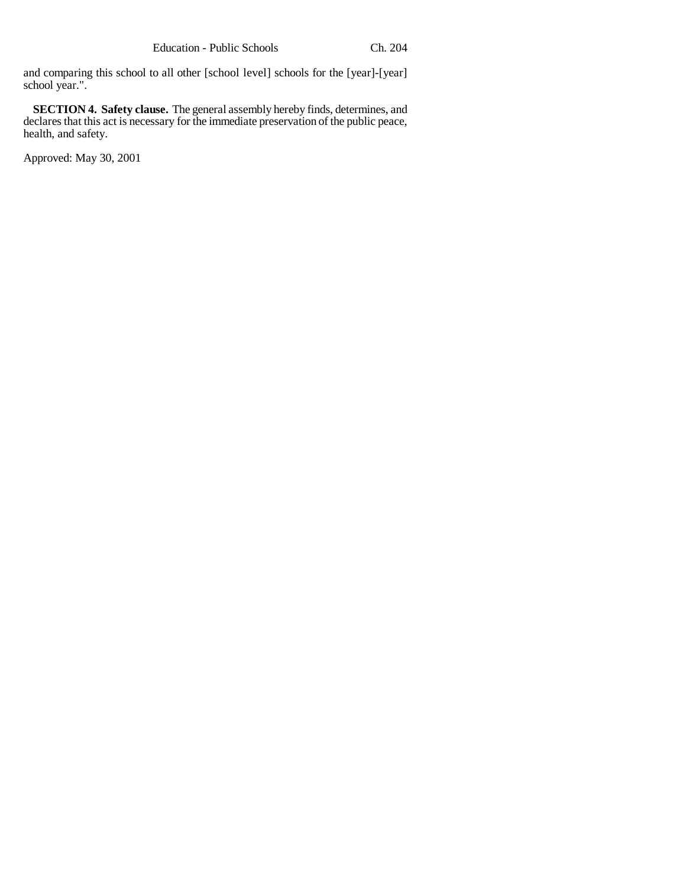and comparing this school to all other [school level] schools for the [year]-[year] school year.".

**SECTION 4. Safety clause.** The general assembly hereby finds, determines, and declares that this act is necessary for the immediate preservation of the public peace, health, and safety.

Approved: May 30, 2001